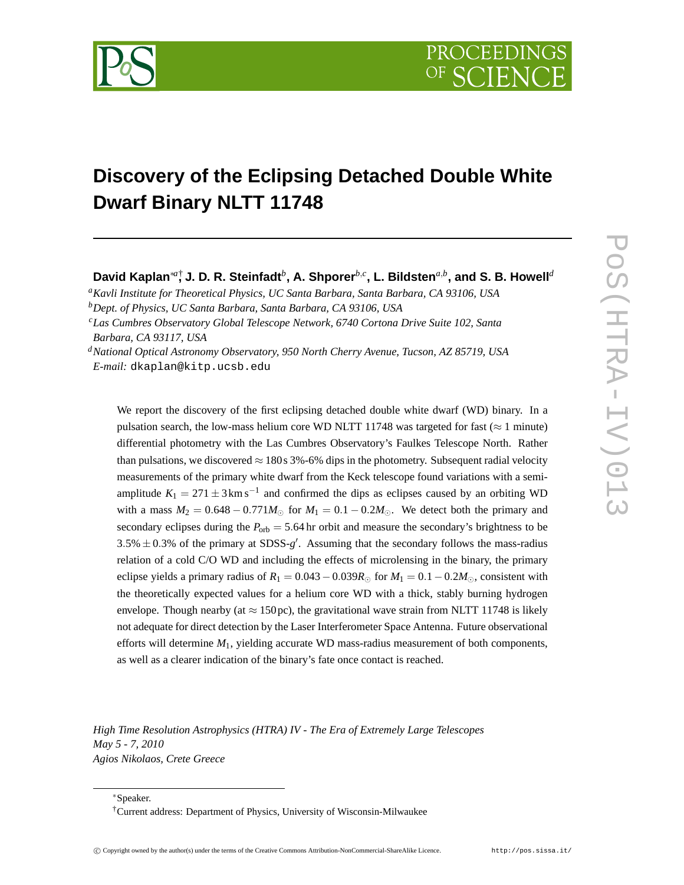# Discovery of the Eclipsing Detached Double White Dwarf Binary NLTT 11748

**David Kaplan**[*a†], **J. D. R. Steinfadt**[b], **A. Shporer**[b,c], **L. Bildsten**[a,b], **and S. B. Howell**[d]

[a]*Kavli Institute for Theoretical Physics, UC Santa Barbara, Santa Barbara, CA 93106, USA*
[b]*Dept. of Physics, UC Santa Barbara, Santa Barbara, CA 93106, USA*
[c]*Las Cumbres Observatory Global Telescope Network, 6740 Cortona Drive Suite 102, Santa Barbara, CA 93117, USA*
[d]*National Optical Astronomy Observatory, 950 North Cherry Avenue, Tucson, AZ 85719, USA*
*E-mail:* dkaplan@kitp.ucsb.edu

We report the discovery of the first eclipsing detached double white dwarf (WD) binary. In a pulsation search, the low-mass helium core WD NLTT 11748 was targeted for fast ($\approx 1$ minute) differential photometry with the Las Cumbres Observatory's Faulkes Telescope North. Rather than pulsations, we discovered $\approx 180\,\mathrm{s}$ 3%-6% dips in the photometry. Subsequent radial velocity measurements of the primary white dwarf from the Keck telescope found variations with a semi-amplitude $K_1 = 271 \pm 3\,\mathrm{km\,s^{-1}}$ and confirmed the dips as eclipses caused by an orbiting WD with a mass $M_2 = 0.648 - 0.771 M_\odot$ for $M_1 = 0.1 - 0.2 M_\odot$. We detect both the primary and secondary eclipses during the $P_{\rm orb} = 5.64\,\mathrm{hr}$ orbit and measure the secondary's brightness to be $3.5\% \pm 0.3\%$ of the primary at SDSS-$g'$. Assuming that the secondary follows the mass-radius relation of a cold C/O WD and including the effects of microlensing in the binary, the primary eclipse yields a primary radius of $R_1 = 0.043 - 0.039 R_\odot$ for $M_1 = 0.1 - 0.2 M_\odot$, consistent with the theoretically expected values for a helium core WD with a thick, stably burning hydrogen envelope. Though nearby (at $\approx 150\,\mathrm{pc}$), the gravitational wave strain from NLTT 11748 is likely not adequate for direct detection by the Laser Interferometer Space Antenna. Future observational efforts will determine $M_1$, yielding accurate WD mass-radius measurement of both components, as well as a clearer indication of the binary's fate once contact is reached.

*High Time Resolution Astrophysics (HTRA) IV - The Era of Extremely Large Telescopes*
*May 5 - 7, 2010*
*Agios Nikolaos, Crete Greece*

[*]Speaker.
[†]Current address: Department of Physics, University of Wisconsin-Milwaukee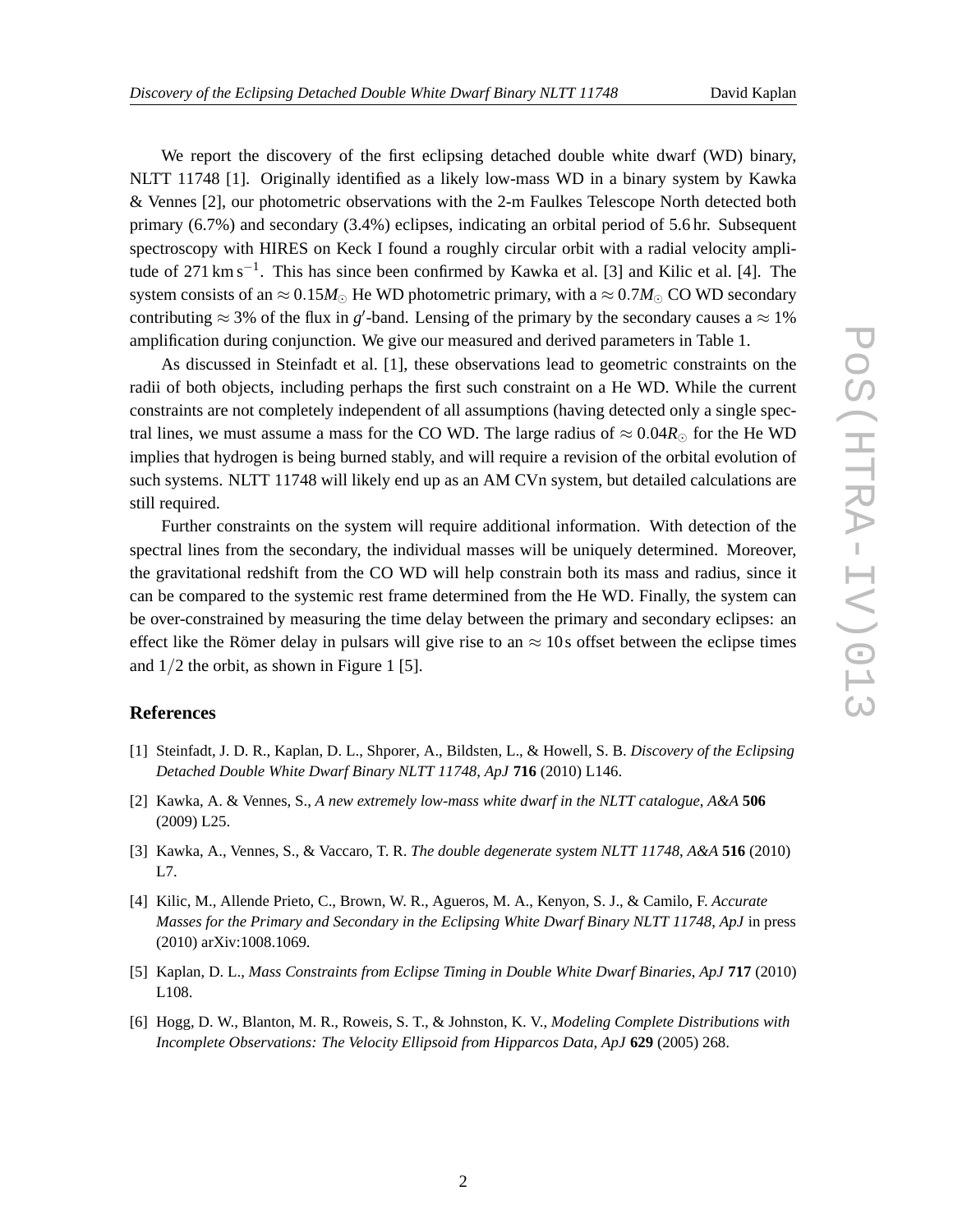We report the discovery of the first eclipsing detached double white dwarf (WD) binary, NLTT 11748 [1]. Originally identified as a likely low-mass WD in a binary system by Kawka & Vennes [2], our photometric observations with the 2-m Faulkes Telescope North detected both primary (6.7%) and secondary (3.4%) eclipses, indicating an orbital period of 5.6 hr. Subsequent spectroscopy with HIRES on Keck I found a roughly circular orbit with a radial velocity amplitude of 271 km s$^{-1}$. This has since been confirmed by Kawka et al. [3] and Kilic et al. [4]. The system consists of an $\approx 0.15 M_\odot$ He WD photometric primary, with a $\approx 0.7 M_\odot$ CO WD secondary contributing $\approx 3\%$ of the flux in $g'$-band. Lensing of the primary by the secondary causes a $\approx 1\%$ amplification during conjunction. We give our measured and derived parameters in Table 1.

As discussed in Steinfadt et al. [1], these observations lead to geometric constraints on the radii of both objects, including perhaps the first such constraint on a He WD. While the current constraints are not completely independent of all assumptions (having detected only a single spectral lines, we must assume a mass for the CO WD. The large radius of $\approx 0.04 R_\odot$ for the He WD implies that hydrogen is being burned stably, and will require a revision of the orbital evolution of such systems. NLTT 11748 will likely end up as an AM CVn system, but detailed calculations are still required.

Further constraints on the system will require additional information. With detection of the spectral lines from the secondary, the individual masses will be uniquely determined. Moreover, the gravitational redshift from the CO WD will help constrain both its mass and radius, since it can be compared to the systemic rest frame determined from the He WD. Finally, the system can be over-constrained by measuring the time delay between the primary and secondary eclipses: an effect like the Römer delay in pulsars will give rise to an $\approx 10$ s offset between the eclipse times and $1/2$ the orbit, as shown in Figure 1 [5].

## References

[1] Steinfadt, J. D. R., Kaplan, D. L., Shporer, A., Bildsten, L., & Howell, S. B. *Discovery of the Eclipsing Detached Double White Dwarf Binary NLTT 11748*, *ApJ* **716** (2010) L146.

[2] Kawka, A. & Vennes, S., *A new extremely low-mass white dwarf in the NLTT catalogue*, *A&A* **506** (2009) L25.

[3] Kawka, A., Vennes, S., & Vaccaro, T. R. *The double degenerate system NLTT 11748*, *A&A* **516** (2010) L7.

[4] Kilic, M., Allende Prieto, C., Brown, W. R., Agueros, M. A., Kenyon, S. J., & Camilo, F. *Accurate Masses for the Primary and Secondary in the Eclipsing White Dwarf Binary NLTT 11748*, *ApJ* in press (2010) arXiv:1008.1069.

[5] Kaplan, D. L., *Mass Constraints from Eclipse Timing in Double White Dwarf Binaries*, *ApJ* **717** (2010) L108.

[6] Hogg, D. W., Blanton, M. R., Roweis, S. T., & Johnston, K. V., *Modeling Complete Distributions with Incomplete Observations: The Velocity Ellipsoid from Hipparcos Data*, *ApJ* **629** (2005) 268.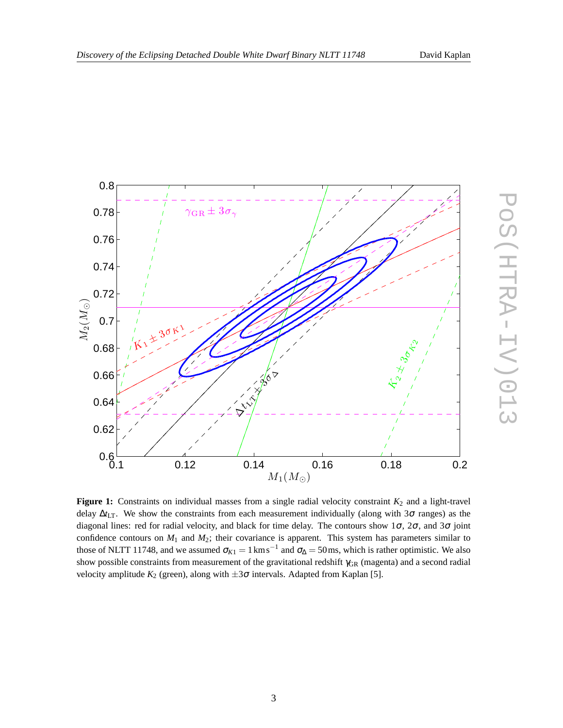**Figure 1:** Constraints on individual masses from a single radial velocity constraint $K_2$ and a light-travel delay $\Delta t_{\rm LT}$. We show the constraints from each measurement individually (along with $3\sigma$ ranges) as the diagonal lines: red for radial velocity, and black for time delay. The contours show $1\sigma$, $2\sigma$, and $3\sigma$ joint confidence contours on $M_1$ and $M_2$; their covariance is apparent. This system has parameters similar to those of NLTT 11748, and we assumed $\sigma_{K1} = 1\,{\rm km\,s^{-1}}$ and $\sigma_\Delta = 50\,{\rm ms}$, which is rather optimistic. We also show possible constraints from measurement of the gravitational redshift $\gamma_{\rm GR}$ (magenta) and a second radial velocity amplitude $K_2$ (green), along with $\pm 3\sigma$ intervals. Adapted from Kaplan [5].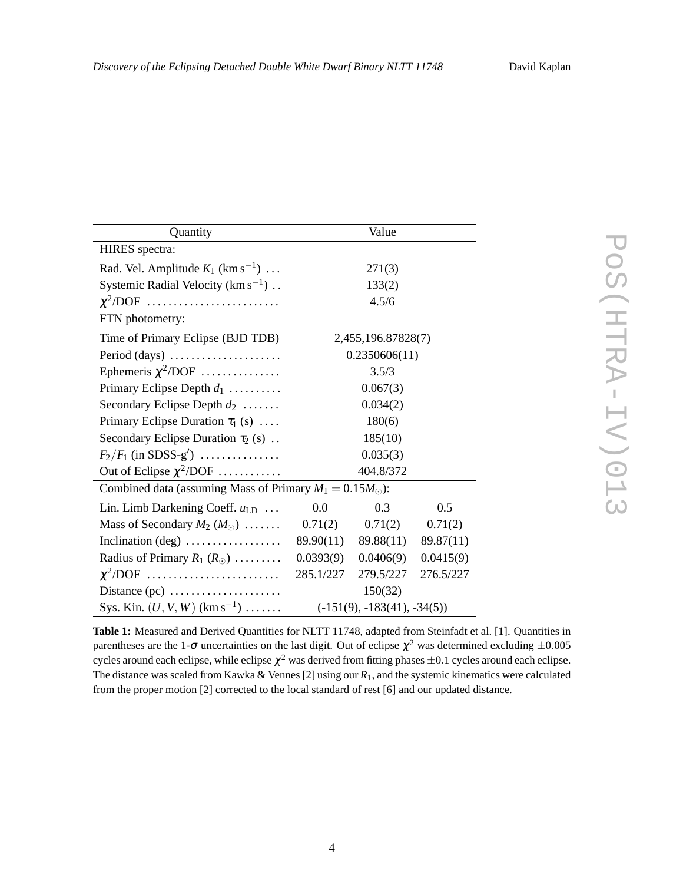| Quantity | Value | | |
|---|---|---|---|
| HIRES spectra: | | | |
| Rad. Vel. Amplitude $K_1$ ($\mathrm{km\,s^{-1}}$) ... | 271(3) | | |
| Systemic Radial Velocity ($\mathrm{km\,s^{-1}}$) .. | 133(2) | | |
| $\chi^2$/DOF ......................... | 4.5/6 | | |
| FTN photometry: | | | |
| Time of Primary Eclipse (BJD TDB) | 2,455,196.87828(7) | | |
| Period (days) ..................... | 0.2350606(11) | | |
| Ephemeris $\chi^2$/DOF ............... | 3.5/3 | | |
| Primary Eclipse Depth $d_1$ .......... | 0.067(3) | | |
| Secondary Eclipse Depth $d_2$ ....... | 0.034(2) | | |
| Primary Eclipse Duration $\tau_1$ (s) .... | 180(6) | | |
| Secondary Eclipse Duration $\tau_2$ (s) .. | 185(10) | | |
| $F_2/F_1$ (in SDSS-g′) ............... | 0.035(3) | | |
| Out of Eclipse $\chi^2$/DOF ............ | 404.8/372 | | |
| Combined data (assuming Mass of Primary $M_1 = 0.15 M_\odot$): | | | |
| Lin. Limb Darkening Coeff. $u_{\mathrm{LD}}$ ... | 0.0 | 0.3 | 0.5 |
| Mass of Secondary $M_2$ ($M_\odot$) ....... | 0.71(2) | 0.71(2) | 0.71(2) |
| Inclination (deg) .................. | 89.90(11) | 89.88(11) | 89.87(11) |
| Radius of Primary $R_1$ ($R_\odot$) ......... | 0.0393(9) | 0.0406(9) | 0.0415(9) |
| $\chi^2$/DOF ......................... | 285.1/227 | 279.5/227 | 276.5/227 |
| Distance (pc) ..................... | 150(32) | | |
| Sys. Kin. $(U, V, W)$ ($\mathrm{km\,s^{-1}}$) ....... | (-151(9), -183(41), -34(5)) | | |

**Table 1:** Measured and Derived Quantities for NLTT 11748, adapted from Steinfadt et al. [1]. Quantities in parentheses are the 1-$\sigma$ uncertainties on the last digit. Out of eclipse $\chi^2$ was determined excluding $\pm 0.005$ cycles around each eclipse, while eclipse $\chi^2$ was derived from fitting phases $\pm 0.1$ cycles around each eclipse. The distance was scaled from Kawka & Vennes [2] using our $R_1$, and the systemic kinematics were calculated from the proper motion [2] corrected to the local standard of rest [6] and our updated distance.